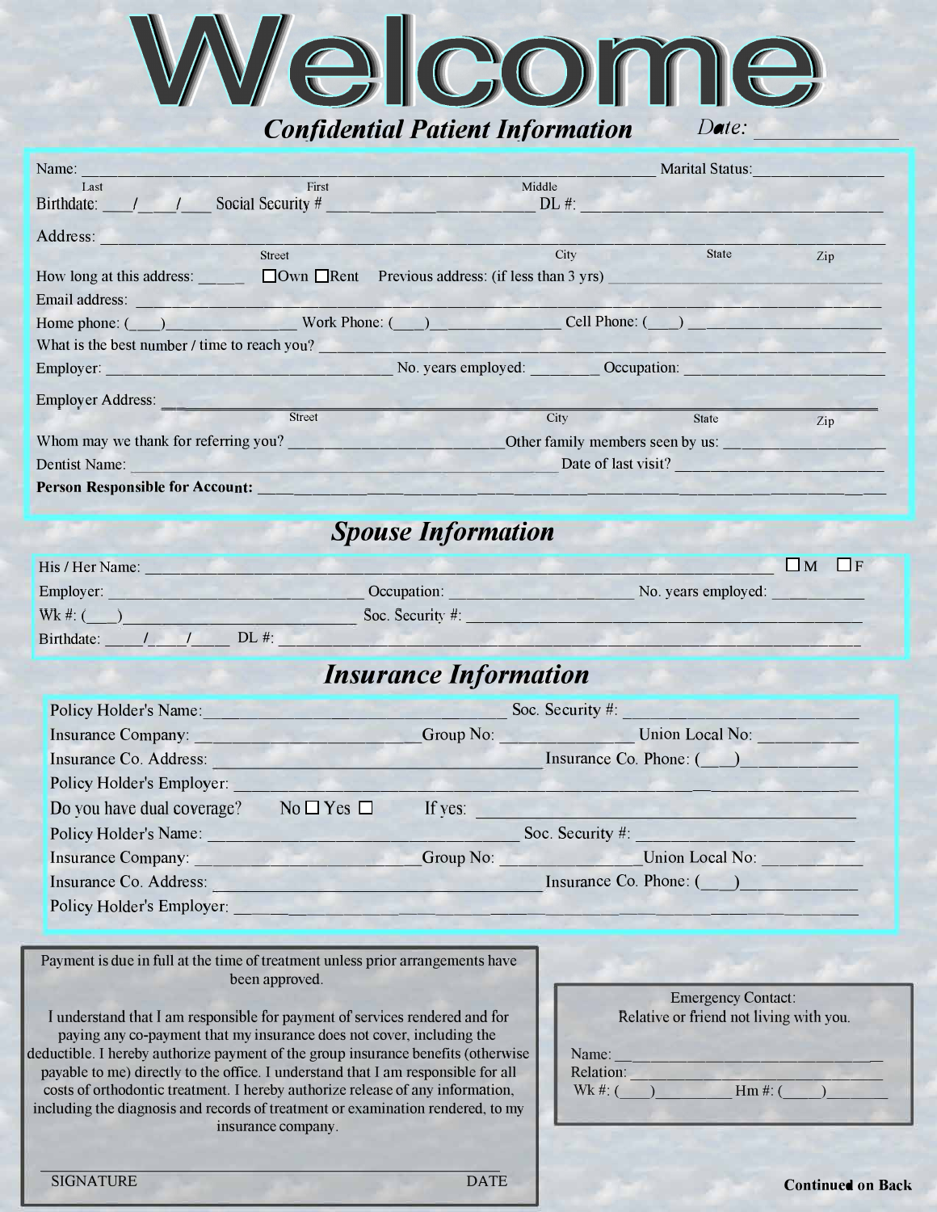# Welcome

## *Confidential Patient Information*

*Date:* ______________

Name: ________________________________________________ Marital Status: ________________
(Last / First / Middle)

Birthdate: ____/____/____ Social Security # ________________________ DL #: ________________________

Address: ______________________________________________________________________
(Street / City / State / Zip)

How long at this address: _____ ☐Own ☐Rent Previous address: (if less than 3 yrs) ________________________

Email address: ______________________________________________________________________

Home phone: (____)______________ Work Phone: (____)______________ Cell Phone: (____) ______________

What is the best number / time to reach you? ______________________________________________

Employer: ______________________ No. years employed: ________ Occupation: ______________________

Employer Address: ______________________________________________________________________
(Street / City / State / Zip)

Whom may we thank for referring you? ________________________ Other family members seen by us: ________________

Dentist Name: ________________________________________ Date of last visit? ________________________

**Person Responsible for Account:** ______________________________________________________________

## *Spouse Information*

His / Her Name: ______________________________________________________________ ☐M ☐F

Employer: ______________________ Occupation: ______________________ No. years employed: __________

Wk #: (____)______________________ Soc. Security #: ________________________________________

Birthdate: ____/____/____ DL #: ______________________________________________________

## *Insurance Information*

Policy Holder's Name: ______________________________ Soc. Security #: ________________________

Insurance Company: ________________________ Group No: ______________ Union Local No: __________

Insurance Co. Address: ________________________________ Insurance Co. Phone: (____)____________

Policy Holder's Employer: ______________________________________________________________

Do you have dual coverage? No ☐ Yes ☐ If yes: __________________________________________

Policy Holder's Name: ______________________________ Soc. Security #: ________________________

Insurance Company: ________________________ Group No: ______________ Union Local No: __________

Insurance Co. Address: ________________________________ Insurance Co. Phone: (____)____________

Policy Holder's Employer: ______________________________________________________________

Payment is due in full at the time of treatment unless prior arrangements have been approved.

I understand that I am responsible for payment of services rendered and for paying any co-payment that my insurance does not cover, including the deductible. I hereby authorize payment of the group insurance benefits (otherwise payable to me) directly to the office. I understand that I am responsible for all costs of orthodontic treatment. I hereby authorize release of any information, including the diagnosis and records of treatment or examination rendered, to my insurance company.

______________________________________________________________

SIGNATURE DATE

Emergency Contact:
Relative or friend not living with you.

Name: ______________________________

Relation: ______________________________

Wk #: (____)__________ Hm #: (____)__________

**Continued on Back**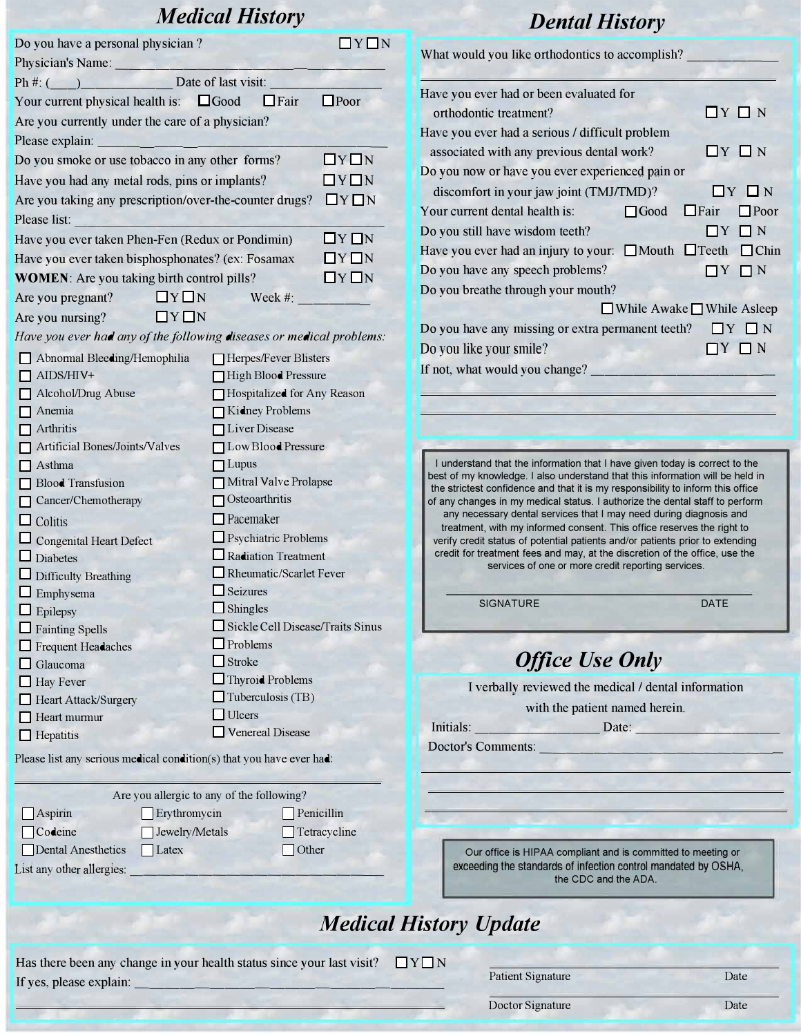## Medical History

Do you have a personal physician ? ☐ Y ☐ N

Physician's Name: ______________________________________

Ph #: (____)______________ Date of last visit: ________________

Your current physical health is: ☐ Good ☐ Fair ☐ Poor

Are you currently under the care of a physician?

Please explain: ______________________________________

Do you smoke or use tobacco in any other forms? ☐ Y ☐ N

Have you had any metal rods, pins or implants? ☐ Y ☐ N

Are you taking any prescription/over-the-counter drugs? ☐ Y ☐ N

Please list: ______________________________________

Have you ever taken Phen-Fen (Redux or Pondimin) ☐ Y ☐ N

Have you ever taken bisphosphonates? (ex: Fosamax ☐ Y ☐ N

**WOMEN**: Are you taking birth control pills? ☐ Y ☐ N

Are you pregnant? ☐ Y ☐ N Week #: __________

Are you nursing? ☐ Y ☐ N

*Have you ever had any of the following diseases or medical problems:*

| | |
|---|---|
| ☐ Abnormal Bleeding/Hemophilia | ☐ Herpes/Fever Blisters |
| ☐ AIDS/HIV+ | ☐ High Blood Pressure |
| ☐ Alcohol/Drug Abuse | ☐ Hospitalized for Any Reason |
| ☐ Anemia | ☐ Kidney Problems |
| ☐ Arthritis | ☐ Liver Disease |
| ☐ Artificial Bones/Joints/Valves | ☐ Low Blood Pressure |
| ☐ Asthma | ☐ Lupus |
| ☐ Blood Transfusion | ☐ Mitral Valve Prolapse |
| ☐ Cancer/Chemotherapy | ☐ Osteoarthritis |
| ☐ Colitis | ☐ Pacemaker |
| ☐ Congenital Heart Defect | ☐ Psychiatric Problems |
| ☐ Diabetes | ☐ Radiation Treatment |
| ☐ Difficulty Breathing | ☐ Rheumatic/Scarlet Fever |
| ☐ Emphysema | ☐ Seizures |
| ☐ Epilepsy | ☐ Shingles |
| ☐ Fainting Spells | ☐ Sickle Cell Disease/Traits Sinus |
| ☐ Frequent Headaches | ☐ Problems |
| ☐ Glaucoma | ☐ Stroke |
| ☐ Hay Fever | ☐ Thyroid Problems |
| ☐ Heart Attack/Surgery | ☐ Tuberculosis (TB) |
| ☐ Heart murmur | ☐ Ulcers |
| ☐ Hepatitis | ☐ Venereal Disease |

Please list any serious medical condition(s) that you have ever had:

______________________________________

Are you allergic to any of the following?

| | | |
|---|---|---|
| ☐ Aspirin | ☐ Erythromycin | ☐ Penicillin |
| ☐ Codeine | ☐ Jewelry/Metals | ☐ Tetracycline |
| ☐ Dental Anesthetics | ☐ Latex | ☐ Other |

List any other allergies: ______________________________________

## Dental History

What would you like orthodontics to accomplish? ______________

______________________________________

Have you ever had or been evaluated for orthodontic treatment? ☐ Y ☐ N

Have you ever had a serious / difficult problem associated with any previous dental work? ☐ Y ☐ N

Do you now or have you ever experienced pain or discomfort in your jaw joint (TMJ/TMD)? ☐ Y ☐ N

Your current dental health is: ☐ Good ☐ Fair ☐ Poor

Do you still have wisdom teeth? ☐ Y ☐ N

Have you ever had an injury to your: ☐ Mouth ☐ Teeth ☐ Chin

Do you have any speech problems? ☐ Y ☐ N

Do you breathe through your mouth?

☐ While Awake ☐ While Asleep

Do you have any missing or extra permanent teeth? ☐ Y ☐ N

Do you like your smile? ☐ Y ☐ N

If not, what would you change? ______________________________

______________________________________

______________________________________

I understand that the information that I have given today is correct to the best of my knowledge. I also understand that this information will be held in the strictest confidence and that it is my responsibility to inform this office of any changes in my medical status. I authorize the dental staff to perform any necessary dental services that I may need during diagnosis and treatment, with my informed consent. This office reserves the right to verify credit status of potential patients and/or patients prior to extending credit for treatment fees and may, at the discretion of the office, use the services of one or more credit reporting services.

______________________________________

SIGNATURE DATE

## Office Use Only

I verbally reviewed the medical / dental information with the patient named herein.

Initials: ________________ Date: ____________________

Doctor's Comments: ______________________________

______________________________________

______________________________________

______________________________________

Our office is HIPAA compliant and is committed to meeting or exceeding the standards of infection control mandated by OSHA, the CDC and the ADA.

## Medical History Update

Has there been any change in your health status since your last visit? ☐ Y ☐ N

If yes, please explain: ______________________________________

______________________________________

______________________________________

Patient Signature Date

______________________________________

Doctor Signature Date